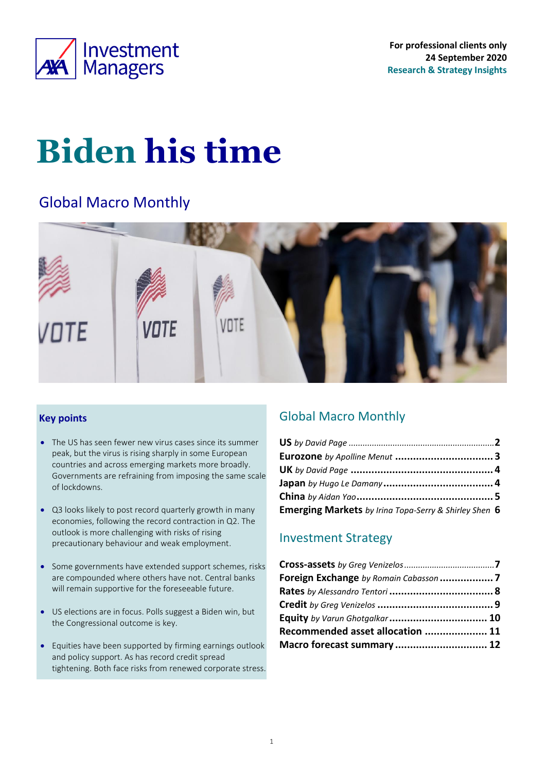For professional clients only
24 September 2020
Research & Strategy Insights

# Biden his time

## Global Macro Monthly

### Key points

- The US has seen fewer new virus cases since its summer peak, but the virus is rising sharply in some European countries and across emerging markets more broadly. Governments are refraining from imposing the same scale of lockdowns.
- Q3 looks likely to post record quarterly growth in many economies, following the record contraction in Q2. The outlook is more challenging with risks of rising precautionary behaviour and weak employment.
- Some governments have extended support schemes, risks are compounded where others have not. Central banks will remain supportive for the foreseeable future.
- US elections are in focus. Polls suggest a Biden win, but the Congressional outcome is key.
- Equities have been supported by firming earnings outlook and policy support. As has record credit spread tightening. Both face risks from renewed corporate stress.

## Global Macro Monthly

**US** *by David Page* .......... **2**
**Eurozone** *by Apolline Menut* .......... **3**
**UK** *by David Page* .......... **4**
**Japan** *by Hugo Le Damany* .......... **4**
**China** *by Aidan Yao* .......... **5**
**Emerging Markets** *by Irina Topa-Serry & Shirley Shen* **6**

## Investment Strategy

**Cross-assets** *by Greg Venizelos* .......... **7**
**Foreign Exchange** *by Romain Cabasson* .......... **7**
**Rates** *by Alessandro Tentori* .......... **8**
**Credit** *by Greg Venizelos* .......... **9**
**Equity** *by Varun Ghotgalkar* .......... **10**
**Recommended asset allocation** .......... **11**
**Macro forecast summary** .......... **12**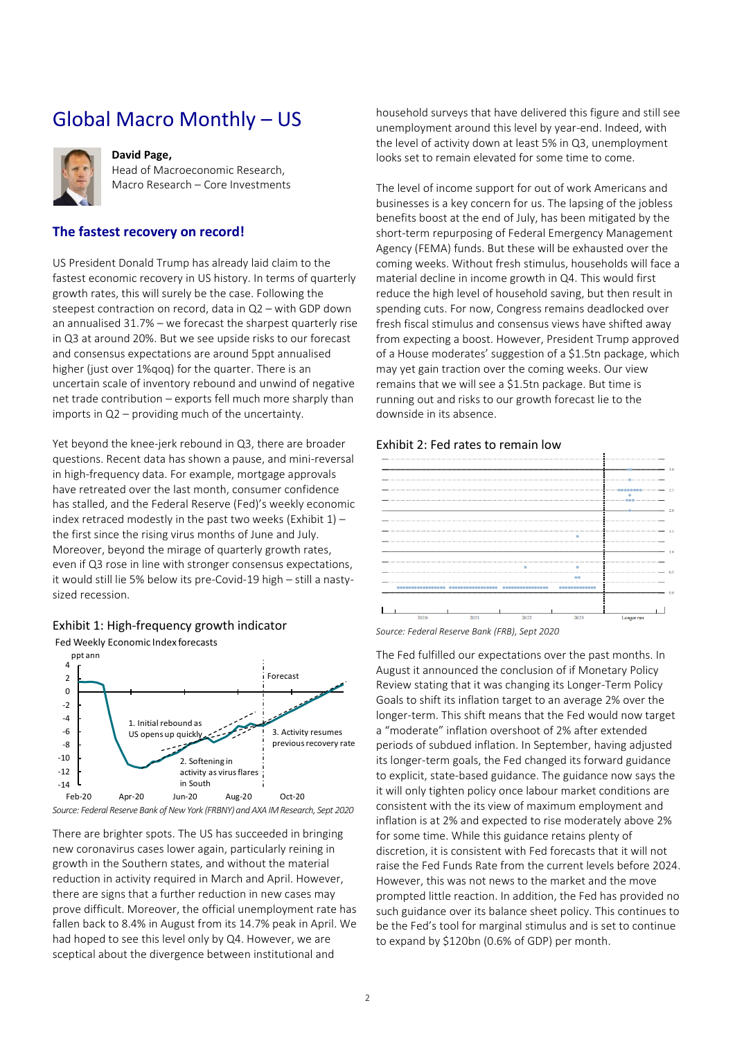# Global Macro Monthly – US

**David Page,**
Head of Macroeconomic Research,
Macro Research – Core Investments

## The fastest recovery on record!

US President Donald Trump has already laid claim to the fastest economic recovery in US history. In terms of quarterly growth rates, this will surely be the case. Following the steepest contraction on record, data in Q2 – with GDP down an annualised 31.7% – we forecast the sharpest quarterly rise in Q3 at around 20%. But we see upside risks to our forecast and consensus expectations are around 5ppt annualised higher (just over 1%qoq) for the quarter. There is an uncertain scale of inventory rebound and unwind of negative net trade contribution – exports fell much more sharply than imports in Q2 – providing much of the uncertainty.

Yet beyond the knee-jerk rebound in Q3, there are broader questions. Recent data has shown a pause, and mini-reversal in high-frequency data. For example, mortgage approvals have retreated over the last month, consumer confidence has stalled, and the Federal Reserve (Fed)'s weekly economic index retraced modestly in the past two weeks (Exhibit 1) – the first since the rising virus months of June and July. Moreover, beyond the mirage of quarterly growth rates, even if Q3 rose in line with stronger consensus expectations, it would still lie 5% below its pre-Covid-19 high – still a nasty-sized recession.

Exhibit 1: High-frequency growth indicator

Fed Weekly Economic Index forecasts

*Source: Federal Reserve Bank of New York (FRBNY) and AXA IM Research, Sept 2020*

There are brighter spots. The US has succeeded in bringing new coronavirus cases lower again, particularly reining in growth in the Southern states, and without the material reduction in activity required in March and April. However, there are signs that a further reduction in new cases may prove difficult. Moreover, the official unemployment rate has fallen back to 8.4% in August from its 14.7% peak in April. We had hoped to see this level only by Q4. However, we are sceptical about the divergence between institutional and household surveys that have delivered this figure and still see unemployment around this level by year-end. Indeed, with the level of activity down at least 5% in Q3, unemployment looks set to remain elevated for some time to come.

The level of income support for out of work Americans and businesses is a key concern for us. The lapsing of the jobless benefits boost at the end of July, has been mitigated by the short-term repurposing of Federal Emergency Management Agency (FEMA) funds. But these will be exhausted over the coming weeks. Without fresh stimulus, households will face a material decline in income growth in Q4. This would first reduce the high level of household saving, but then result in spending cuts. For now, Congress remains deadlocked over fresh fiscal stimulus and consensus views have shifted away from expecting a boost. However, President Trump approved of a House moderates' suggestion of a $1.5tn package, which may yet gain traction over the coming weeks. Our view remains that we will see a $1.5tn package. But time is running out and risks to our growth forecast lie to the downside in its absence.

Exhibit 2: Fed rates to remain low

*Source: Federal Reserve Bank (FRB), Sept 2020*

The Fed fulfilled our expectations over the past months. In August it announced the conclusion of if Monetary Policy Review stating that it was changing its Longer-Term Policy Goals to shift its inflation target to an average 2% over the longer-term. This shift means that the Fed would now target a "moderate" inflation overshoot of 2% after extended periods of subdued inflation. In September, having adjusted its longer-term goals, the Fed changed its forward guidance to explicit, state-based guidance. The guidance now says the it will only tighten policy once labour market conditions are consistent with the its view of maximum employment and inflation is at 2% and expected to rise moderately above 2% for some time. While this guidance retains plenty of discretion, it is consistent with Fed forecasts that it will not raise the Fed Funds Rate from the current levels before 2024. However, this was not news to the market and the move prompted little reaction. In addition, the Fed has provided no such guidance over its balance sheet policy. This continues to be the Fed's tool for marginal stimulus and is set to continue to expand by $120bn (0.6% of GDP) per month.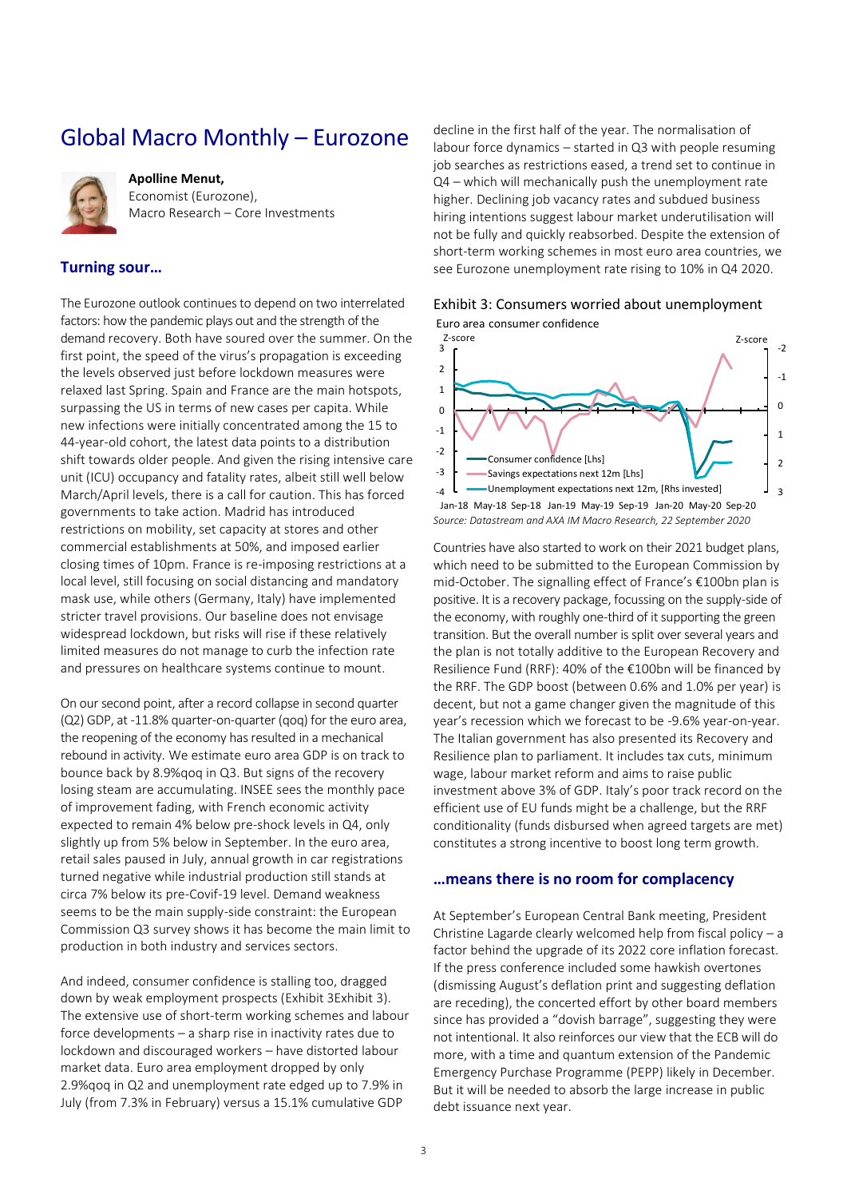# Global Macro Monthly – Eurozone

**Apolline Menut,**
Economist (Eurozone),
Macro Research – Core Investments

## Turning sour…

The Eurozone outlook continues to depend on two interrelated factors: how the pandemic plays out and the strength of the demand recovery. Both have soured over the summer. On the first point, the speed of the virus's propagation is exceeding the levels observed just before lockdown measures were relaxed last Spring. Spain and France are the main hotspots, surpassing the US in terms of new cases per capita. While new infections were initially concentrated among the 15 to 44-year-old cohort, the latest data points to a distribution shift towards older people. And given the rising intensive care unit (ICU) occupancy and fatality rates, albeit still well below March/April levels, there is a call for caution. This has forced governments to take action. Madrid has introduced restrictions on mobility, set capacity at stores and other commercial establishments at 50%, and imposed earlier closing times of 10pm. France is re-imposing restrictions at a local level, still focusing on social distancing and mandatory mask use, while others (Germany, Italy) have implemented stricter travel provisions. Our baseline does not envisage widespread lockdown, but risks will rise if these relatively limited measures do not manage to curb the infection rate and pressures on healthcare systems continue to mount.

On our second point, after a record collapse in second quarter (Q2) GDP, at -11.8% quarter-on-quarter (qoq) for the euro area, the reopening of the economy has resulted in a mechanical rebound in activity. We estimate euro area GDP is on track to bounce back by 8.9%qoq in Q3. But signs of the recovery losing steam are accumulating. INSEE sees the monthly pace of improvement fading, with French economic activity expected to remain 4% below pre-shock levels in Q4, only slightly up from 5% below in September. In the euro area, retail sales paused in July, annual growth in car registrations turned negative while industrial production still stands at circa 7% below its pre-Covif-19 level. Demand weakness seems to be the main supply-side constraint: the European Commission Q3 survey shows it has become the main limit to production in both industry and services sectors.

And indeed, consumer confidence is stalling too, dragged down by weak employment prospects (Exhibit 3Exhibit 3). The extensive use of short-term working schemes and labour force developments – a sharp rise in inactivity rates due to lockdown and discouraged workers – have distorted labour market data. Euro area employment dropped by only 2.9%qoq in Q2 and unemployment rate edged up to 7.9% in July (from 7.3% in February) versus a 15.1% cumulative GDP decline in the first half of the year. The normalisation of labour force dynamics – started in Q3 with people resuming job searches as restrictions eased, a trend set to continue in Q4 – which will mechanically push the unemployment rate higher. Declining job vacancy rates and subdued business hiring intentions suggest labour market underutilisation will not be fully and quickly reabsorbed. Despite the extension of short-term working schemes in most euro area countries, we see Eurozone unemployment rate rising to 10% in Q4 2020.

Exhibit 3: Consumers worried about unemployment

Euro area consumer confidence

*Source: Datastream and AXA IM Macro Research, 22 September 2020*

Countries have also started to work on their 2021 budget plans, which need to be submitted to the European Commission by mid-October. The signalling effect of France's €100bn plan is positive. It is a recovery package, focussing on the supply-side of the economy, with roughly one-third of it supporting the green transition. But the overall number is split over several years and the plan is not totally additive to the European Recovery and Resilience Fund (RRF): 40% of the €100bn will be financed by the RRF. The GDP boost (between 0.6% and 1.0% per year) is decent, but not a game changer given the magnitude of this year's recession which we forecast to be -9.6% year-on-year. The Italian government has also presented its Recovery and Resilience plan to parliament. It includes tax cuts, minimum wage, labour market reform and aims to raise public investment above 3% of GDP. Italy's poor track record on the efficient use of EU funds might be a challenge, but the RRF conditionality (funds disbursed when agreed targets are met) constitutes a strong incentive to boost long term growth.

## …means there is no room for complacency

At September's European Central Bank meeting, President Christine Lagarde clearly welcomed help from fiscal policy – a factor behind the upgrade of its 2022 core inflation forecast. If the press conference included some hawkish overtones (dismissing August's deflation print and suggesting deflation are receding), the concerted effort by other board members since has provided a "dovish barrage", suggesting they were not intentional. It also reinforces our view that the ECB will do more, with a time and quantum extension of the Pandemic Emergency Purchase Programme (PEPP) likely in December. But it will be needed to absorb the large increase in public debt issuance next year.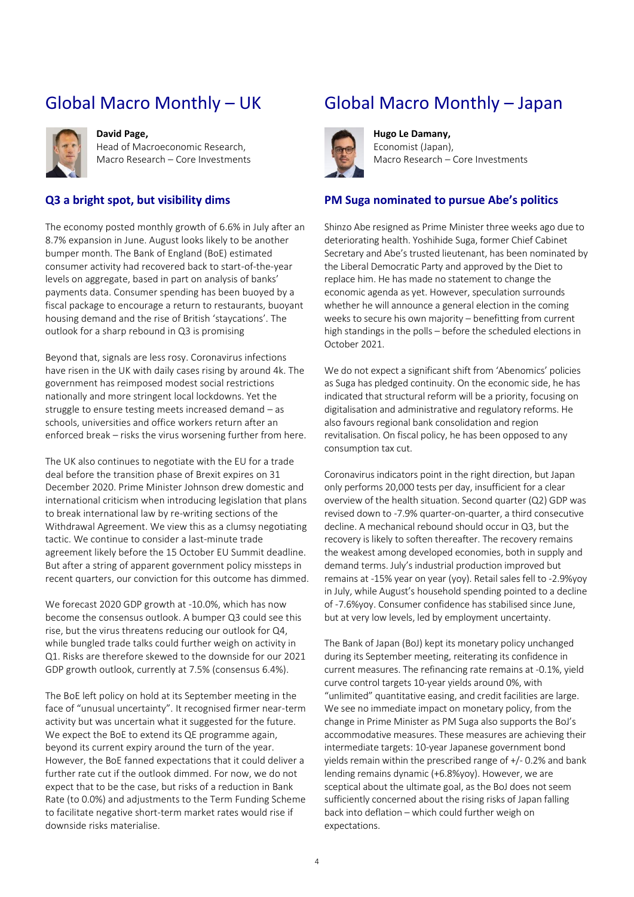# Global Macro Monthly – UK

**David Page,**
Head of Macroeconomic Research,
Macro Research – Core Investments

## Q3 a bright spot, but visibility dims

The economy posted monthly growth of 6.6% in July after an 8.7% expansion in June. August looks likely to be another bumper month. The Bank of England (BoE) estimated consumer activity had recovered back to start-of-the-year levels on aggregate, based in part on analysis of banks' payments data. Consumer spending has been buoyed by a fiscal package to encourage a return to restaurants, buoyant housing demand and the rise of British 'staycations'. The outlook for a sharp rebound in Q3 is promising

Beyond that, signals are less rosy. Coronavirus infections have risen in the UK with daily cases rising by around 4k. The government has reimposed modest social restrictions nationally and more stringent local lockdowns. Yet the struggle to ensure testing meets increased demand – as schools, universities and office workers return after an enforced break – risks the virus worsening further from here.

The UK also continues to negotiate with the EU for a trade deal before the transition phase of Brexit expires on 31 December 2020. Prime Minister Johnson drew domestic and international criticism when introducing legislation that plans to break international law by re-writing sections of the Withdrawal Agreement. We view this as a clumsy negotiating tactic. We continue to consider a last-minute trade agreement likely before the 15 October EU Summit deadline. But after a string of apparent government policy missteps in recent quarters, our conviction for this outcome has dimmed.

We forecast 2020 GDP growth at -10.0%, which has now become the consensus outlook. A bumper Q3 could see this rise, but the virus threatens reducing our outlook for Q4, while bungled trade talks could further weigh on activity in Q1. Risks are therefore skewed to the downside for our 2021 GDP growth outlook, currently at 7.5% (consensus 6.4%).

The BoE left policy on hold at its September meeting in the face of "unusual uncertainty". It recognised firmer near-term activity but was uncertain what it suggested for the future. We expect the BoE to extend its QE programme again, beyond its current expiry around the turn of the year. However, the BoE fanned expectations that it could deliver a further rate cut if the outlook dimmed. For now, we do not expect that to be the case, but risks of a reduction in Bank Rate (to 0.0%) and adjustments to the Term Funding Scheme to facilitate negative short-term market rates would rise if downside risks materialise.

# Global Macro Monthly – Japan

**Hugo Le Damany,**
Economist (Japan),
Macro Research – Core Investments

## PM Suga nominated to pursue Abe's politics

Shinzo Abe resigned as Prime Minister three weeks ago due to deteriorating health. Yoshihide Suga, former Chief Cabinet Secretary and Abe's trusted lieutenant, has been nominated by the Liberal Democratic Party and approved by the Diet to replace him. He has made no statement to change the economic agenda as yet. However, speculation surrounds whether he will announce a general election in the coming weeks to secure his own majority – benefitting from current high standings in the polls – before the scheduled elections in October 2021.

We do not expect a significant shift from 'Abenomics' policies as Suga has pledged continuity. On the economic side, he has indicated that structural reform will be a priority, focusing on digitalisation and administrative and regulatory reforms. He also favours regional bank consolidation and region revitalisation. On fiscal policy, he has been opposed to any consumption tax cut.

Coronavirus indicators point in the right direction, but Japan only performs 20,000 tests per day, insufficient for a clear overview of the health situation. Second quarter (Q2) GDP was revised down to -7.9% quarter-on-quarter, a third consecutive decline. A mechanical rebound should occur in Q3, but the recovery is likely to soften thereafter. The recovery remains the weakest among developed economies, both in supply and demand terms. July's industrial production improved but remains at -15% year on year (yoy). Retail sales fell to -2.9%yoy in July, while August's household spending pointed to a decline of -7.6%yoy. Consumer confidence has stabilised since June, but at very low levels, led by employment uncertainty.

The Bank of Japan (BoJ) kept its monetary policy unchanged during its September meeting, reiterating its confidence in current measures. The refinancing rate remains at -0.1%, yield curve control targets 10-year yields around 0%, with "unlimited" quantitative easing, and credit facilities are large. We see no immediate impact on monetary policy, from the change in Prime Minister as PM Suga also supports the BoJ's accommodative measures. These measures are achieving their intermediate targets: 10-year Japanese government bond yields remain within the prescribed range of +/- 0.2% and bank lending remains dynamic (+6.8%yoy). However, we are sceptical about the ultimate goal, as the BoJ does not seem sufficiently concerned about the rising risks of Japan falling back into deflation – which could further weigh on expectations.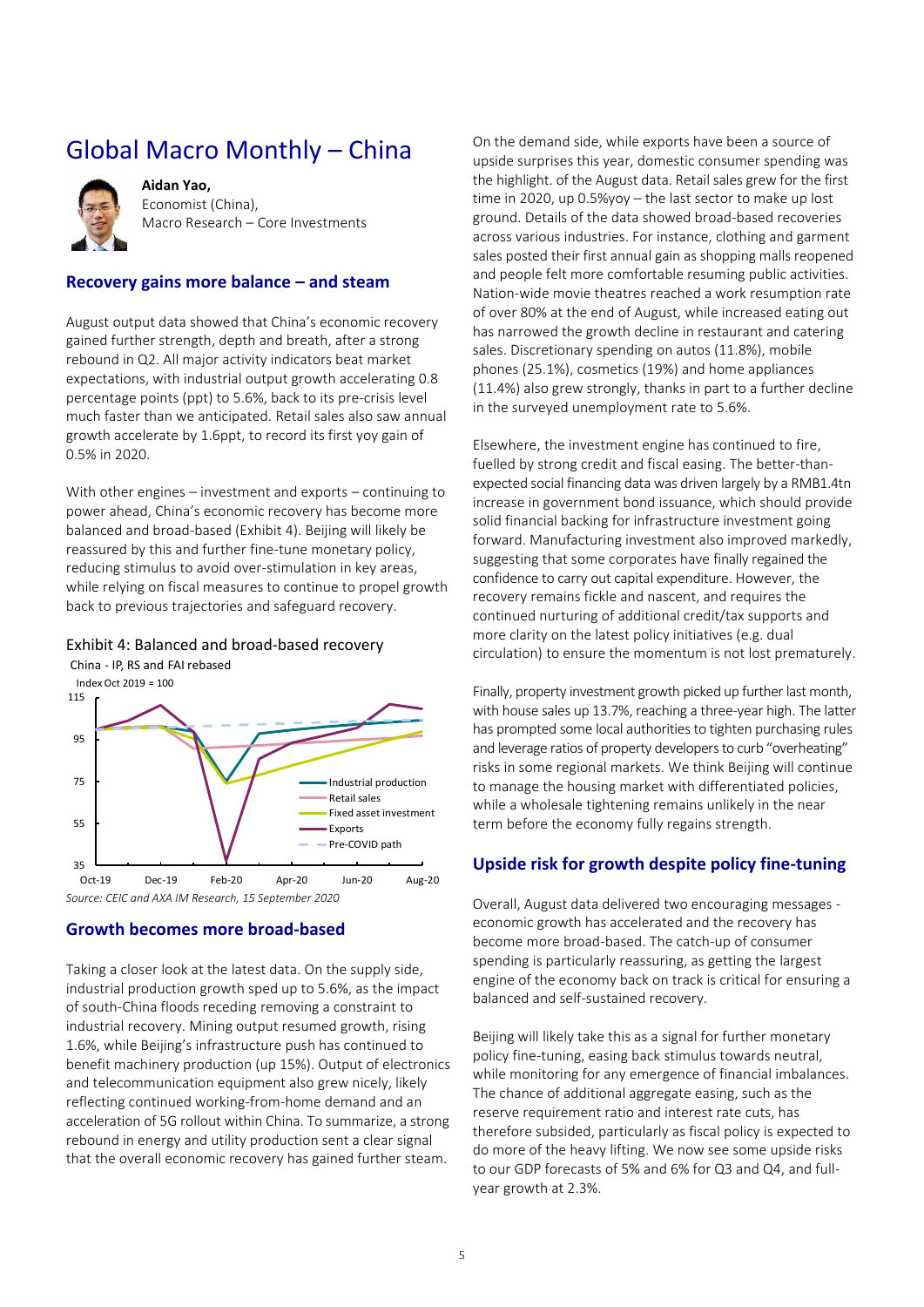# Global Macro Monthly – China

**Aidan Yao,**
Economist (China),
Macro Research – Core Investments

## Recovery gains more balance – and steam

August output data showed that China's economic recovery gained further strength, depth and breath, after a strong rebound in Q2. All major activity indicators beat market expectations, with industrial output growth accelerating 0.8 percentage points (ppt) to 5.6%, back to its pre-crisis level much faster than we anticipated. Retail sales also saw annual growth accelerate by 1.6ppt, to record its first yoy gain of 0.5% in 2020.

With other engines – investment and exports – continuing to power ahead, China's economic recovery has become more balanced and broad-based (Exhibit 4). Beijing will likely be reassured by this and further fine-tune monetary policy, reducing stimulus to avoid over-stimulation in key areas, while relying on fiscal measures to continue to propel growth back to previous trajectories and safeguard recovery.

Exhibit 4: Balanced and broad-based recovery

China - IP, RS and FAI rebased

*Source: CEIC and AXA IM Research, 15 September 2020*

## Growth becomes more broad-based

Taking a closer look at the latest data. On the supply side, industrial production growth sped up to 5.6%, as the impact of south-China floods receding removing a constraint to industrial recovery. Mining output resumed growth, rising 1.6%, while Beijing's infrastructure push has continued to benefit machinery production (up 15%). Output of electronics and telecommunication equipment also grew nicely, likely reflecting continued working-from-home demand and an acceleration of 5G rollout within China. To summarize, a strong rebound in energy and utility production sent a clear signal that the overall economic recovery has gained further steam.

On the demand side, while exports have been a source of upside surprises this year, domestic consumer spending was the highlight. of the August data. Retail sales grew for the first time in 2020, up 0.5%yoy – the last sector to make up lost ground. Details of the data showed broad-based recoveries across various industries. For instance, clothing and garment sales posted their first annual gain as shopping malls reopened and people felt more comfortable resuming public activities. Nation-wide movie theatres reached a work resumption rate of over 80% at the end of August, while increased eating out has narrowed the growth decline in restaurant and catering sales. Discretionary spending on autos (11.8%), mobile phones (25.1%), cosmetics (19%) and home appliances (11.4%) also grew strongly, thanks in part to a further decline in the surveyed unemployment rate to 5.6%.

Elsewhere, the investment engine has continued to fire, fuelled by strong credit and fiscal easing. The better-than-expected social financing data was driven largely by a RMB1.4tn increase in government bond issuance, which should provide solid financial backing for infrastructure investment going forward. Manufacturing investment also improved markedly, suggesting that some corporates have finally regained the confidence to carry out capital expenditure. However, the recovery remains fickle and nascent, and requires the continued nurturing of additional credit/tax supports and more clarity on the latest policy initiatives (e.g. dual circulation) to ensure the momentum is not lost prematurely.

Finally, property investment growth picked up further last month, with house sales up 13.7%, reaching a three-year high. The latter has prompted some local authorities to tighten purchasing rules and leverage ratios of property developers to curb "overheating" risks in some regional markets. We think Beijing will continue to manage the housing market with differentiated policies, while a wholesale tightening remains unlikely in the near term before the economy fully regains strength.

## Upside risk for growth despite policy fine-tuning

Overall, August data delivered two encouraging messages - economic growth has accelerated and the recovery has become more broad-based. The catch-up of consumer spending is particularly reassuring, as getting the largest engine of the economy back on track is critical for ensuring a balanced and self-sustained recovery.

Beijing will likely take this as a signal for further monetary policy fine-tuning, easing back stimulus towards neutral, while monitoring for any emergence of financial imbalances. The chance of additional aggregate easing, such as the reserve requirement ratio and interest rate cuts, has therefore subsided, particularly as fiscal policy is expected to do more of the heavy lifting. We now see some upside risks to our GDP forecasts of 5% and 6% for Q3 and Q4, and full-year growth at 2.3%.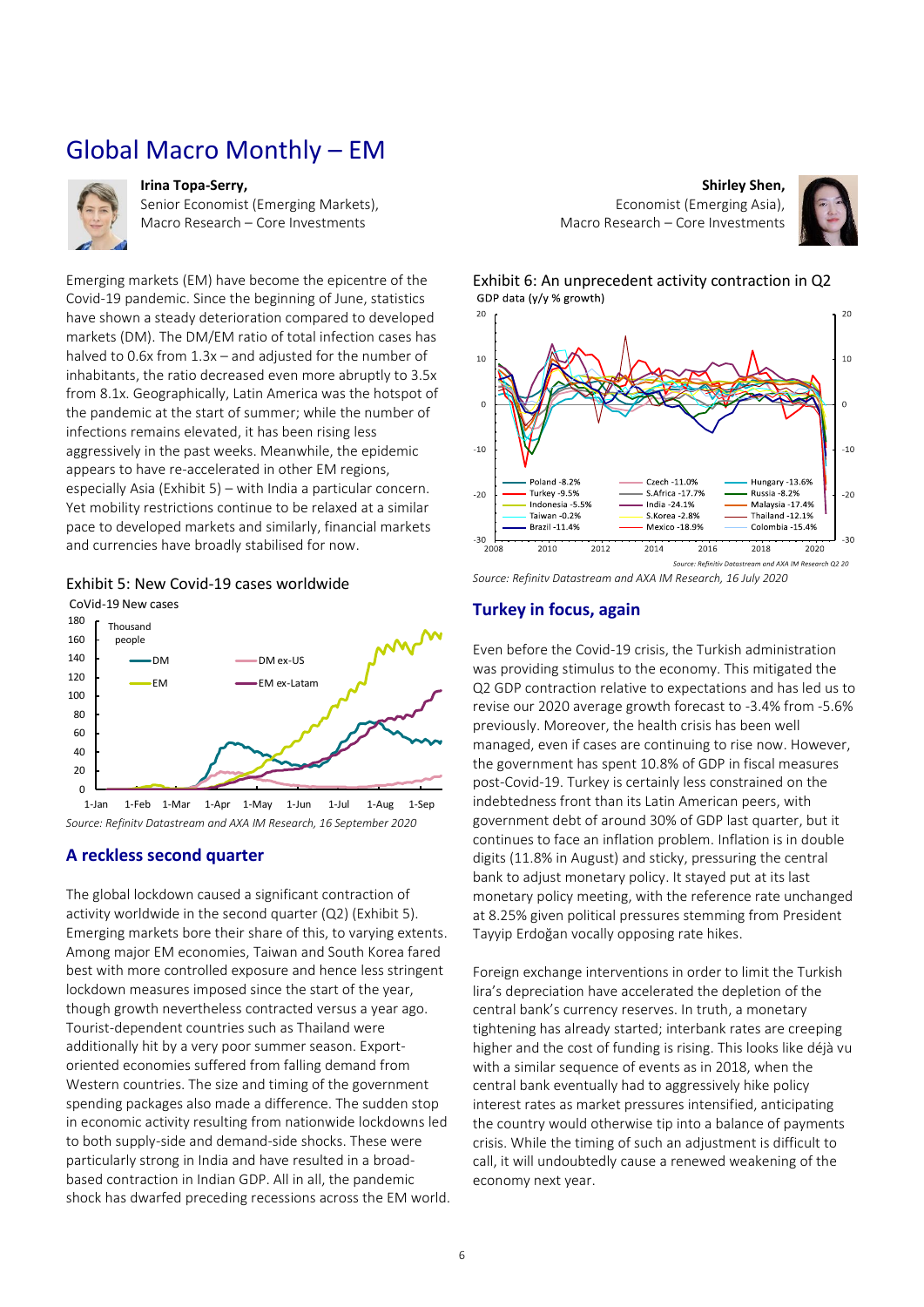# Global Macro Monthly – EM

**Irina Topa-Serry,**
Senior Economist (Emerging Markets),
Macro Research – Core Investments

**Shirley Shen,**
Economist (Emerging Asia),
Macro Research – Core Investments

Emerging markets (EM) have become the epicentre of the Covid-19 pandemic. Since the beginning of June, statistics have shown a steady deterioration compared to developed markets (DM). The DM/EM ratio of total infection cases has halved to 0.6x from 1.3x – and adjusted for the number of inhabitants, the ratio decreased even more abruptly to 3.5x from 8.1x. Geographically, Latin America was the hotspot of the pandemic at the start of summer; while the number of infections remains elevated, it has been rising less aggressively in the past weeks. Meanwhile, the epidemic appears to have re-accelerated in other EM regions, especially Asia (Exhibit 5) – with India a particular concern. Yet mobility restrictions continue to be relaxed at a similar pace to developed markets and similarly, financial markets and currencies have broadly stabilised for now.

Exhibit 5: New Covid-19 cases worldwide

*Source: Refinitv Datastream and AXA IM Research, 16 September 2020*

## A reckless second quarter

The global lockdown caused a significant contraction of activity worldwide in the second quarter (Q2) (Exhibit 5). Emerging markets bore their share of this, to varying extents. Among major EM economies, Taiwan and South Korea fared best with more controlled exposure and hence less stringent lockdown measures imposed since the start of the year, though growth nevertheless contracted versus a year ago. Tourist-dependent countries such as Thailand were additionally hit by a very poor summer season. Export-oriented economies suffered from falling demand from Western countries. The size and timing of the government spending packages also made a difference. The sudden stop in economic activity resulting from nationwide lockdowns led to both supply-side and demand-side shocks. These were particularly strong in India and have resulted in a broad-based contraction in Indian GDP. All in all, the pandemic shock has dwarfed preceding recessions across the EM world.

Exhibit 6: An unprecedent activity contraction in Q2

*Source: Refinitv Datastream and AXA IM Research, 16 July 2020*

## Turkey in focus, again

Even before the Covid-19 crisis, the Turkish administration was providing stimulus to the economy. This mitigated the Q2 GDP contraction relative to expectations and has led us to revise our 2020 average growth forecast to -3.4% from -5.6% previously. Moreover, the health crisis has been well managed, even if cases are continuing to rise now. However, the government has spent 10.8% of GDP in fiscal measures post-Covid-19. Turkey is certainly less constrained on the indebtedness front than its Latin American peers, with government debt of around 30% of GDP last quarter, but it continues to face an inflation problem. Inflation is in double digits (11.8% in August) and sticky, pressuring the central bank to adjust monetary policy. It stayed put at its last monetary policy meeting, with the reference rate unchanged at 8.25% given political pressures stemming from President Tayyip Erdoğan vocally opposing rate hikes.

Foreign exchange interventions in order to limit the Turkish lira's depreciation have accelerated the depletion of the central bank's currency reserves. In truth, a monetary tightening has already started; interbank rates are creeping higher and the cost of funding is rising. This looks like déjà vu with a similar sequence of events as in 2018, when the central bank eventually had to aggressively hike policy interest rates as market pressures intensified, anticipating the country would otherwise tip into a balance of payments crisis. While the timing of such an adjustment is difficult to call, it will undoubtedly cause a renewed weakening of the economy next year.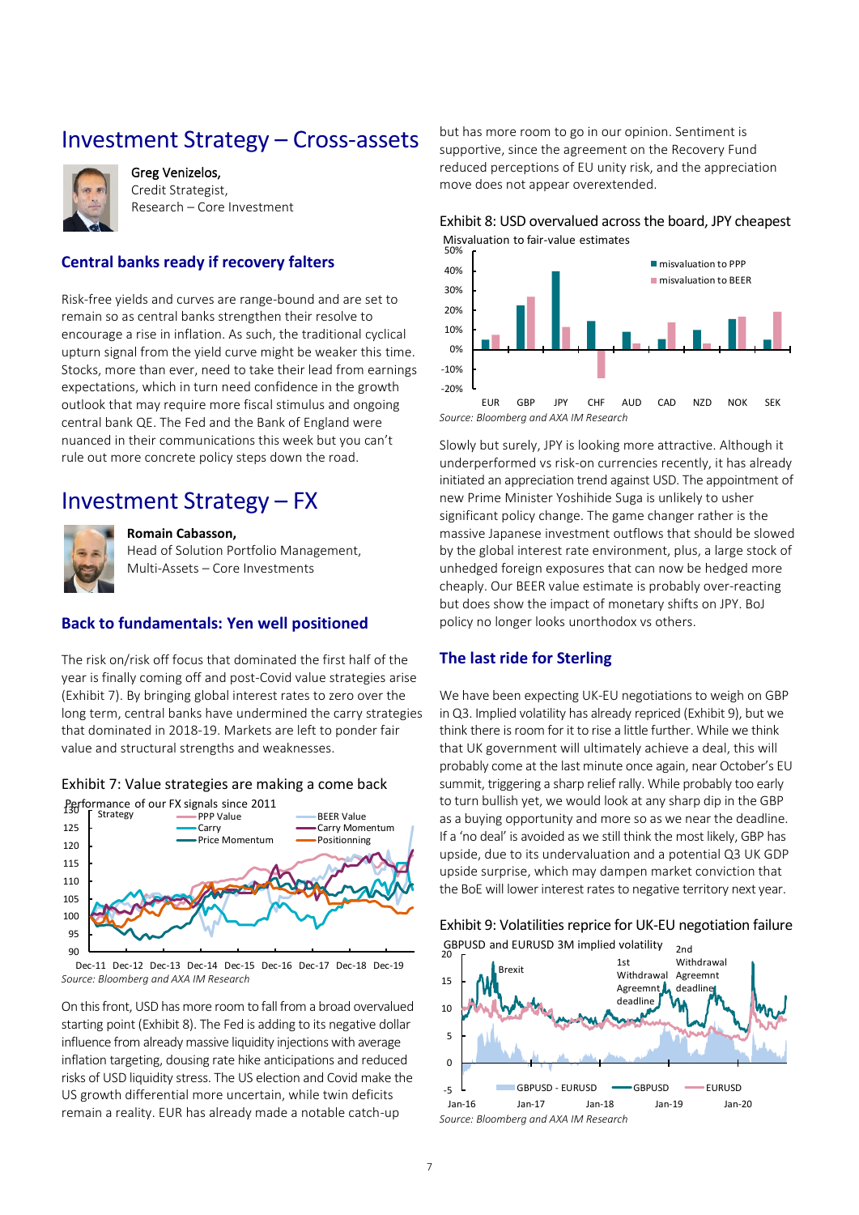# Investment Strategy – Cross-assets

Greg Venizelos,
Credit Strategist,
Research – Core Investment

## Central banks ready if recovery falters

Risk-free yields and curves are range-bound and are set to remain so as central banks strengthen their resolve to encourage a rise in inflation. As such, the traditional cyclical upturn signal from the yield curve might be weaker this time. Stocks, more than ever, need to take their lead from earnings expectations, which in turn need confidence in the growth outlook that may require more fiscal stimulus and ongoing central bank QE. The Fed and the Bank of England were nuanced in their communications this week but you can't rule out more concrete policy steps down the road.

# Investment Strategy – FX

**Romain Cabasson,**
Head of Solution Portfolio Management,
Multi-Assets – Core Investments

## Back to fundamentals: Yen well positioned

The risk on/risk off focus that dominated the first half of the year is finally coming off and post-Covid value strategies arise (Exhibit 7). By bringing global interest rates to zero over the long term, central banks have undermined the carry strategies that dominated in 2018-19. Markets are left to ponder fair value and structural strengths and weaknesses.

Exhibit 7: Value strategies are making a come back

Performance of our FX signals since 2011

*Source: Bloomberg and AXA IM Research*

On this front, USD has more room to fall from a broad overvalued starting point (Exhibit 8). The Fed is adding to its negative dollar influence from already massive liquidity injections with average inflation targeting, dousing rate hike anticipations and reduced risks of USD liquidity stress. The US election and Covid make the US growth differential more uncertain, while twin deficits remain a reality. EUR has already made a notable catch-up but has more room to go in our opinion. Sentiment is supportive, since the agreement on the Recovery Fund reduced perceptions of EU unity risk, and the appreciation move does not appear overextended.

Exhibit 8: USD overvalued across the board, JPY cheapest

Misvaluation to fair-value estimates

*Source: Bloomberg and AXA IM Research*

Slowly but surely, JPY is looking more attractive. Although it underperformed vs risk-on currencies recently, it has already initiated an appreciation trend against USD. The appointment of new Prime Minister Yoshihide Suga is unlikely to usher significant policy change. The game changer rather is the massive Japanese investment outflows that should be slowed by the global interest rate environment, plus, a large stock of unhedged foreign exposures that can now be hedged more cheaply. Our BEER value estimate is probably over-reacting but does show the impact of monetary shifts on JPY. BoJ policy no longer looks unorthodox vs others.

## The last ride for Sterling

We have been expecting UK-EU negotiations to weigh on GBP in Q3. Implied volatility has already repriced (Exhibit 9), but we think there is room for it to rise a little further. While we think that UK government will ultimately achieve a deal, this will probably come at the last minute once again, near October's EU summit, triggering a sharp relief rally. While probably too early to turn bullish yet, we would look at any sharp dip in the GBP as a buying opportunity and more so as we near the deadline. If a 'no deal' is avoided as we still think the most likely, GBP has upside, due to its undervaluation and a potential Q3 UK GDP upside surprise, which may dampen market conviction that the BoE will lower interest rates to negative territory next year.

Exhibit 9: Volatilities reprice for UK-EU negotiation failure

GBPUSD and EURUSD 3M implied volatility

*Source: Bloomberg and AXA IM Research*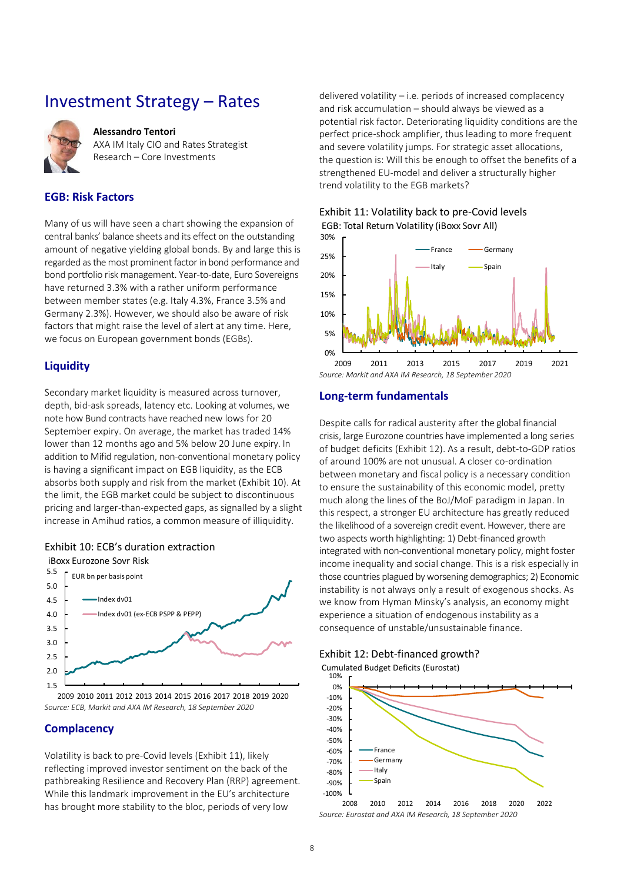# Investment Strategy – Rates

**Alessandro Tentori**
AXA IM Italy CIO and Rates Strategist
Research – Core Investments

## EGB: Risk Factors

Many of us will have seen a chart showing the expansion of central banks' balance sheets and its effect on the outstanding amount of negative yielding global bonds. By and large this is regarded as the most prominent factor in bond performance and bond portfolio risk management. Year-to-date, Euro Sovereigns have returned 3.3% with a rather uniform performance between member states (e.g. Italy 4.3%, France 3.5% and Germany 2.3%). However, we should also be aware of risk factors that might raise the level of alert at any time. Here, we focus on European government bonds (EGBs).

## Liquidity

Secondary market liquidity is measured across turnover, depth, bid-ask spreads, latency etc. Looking at volumes, we note how Bund contracts have reached new lows for 20 September expiry. On average, the market has traded 14% lower than 12 months ago and 5% below 20 June expiry. In addition to Mifid regulation, non-conventional monetary policy is having a significant impact on EGB liquidity, as the ECB absorbs both supply and risk from the market (Exhibit 10). At the limit, the EGB market could be subject to discontinuous pricing and larger-than-expected gaps, as signalled by a slight increase in Amihud ratios, a common measure of illiquidity.

Exhibit 10: ECB's duration extraction
iBoxx Eurozone Sovr Risk

*Source: ECB, Markit and AXA IM Research, 18 September 2020*

## Complacency

Volatility is back to pre-Covid levels (Exhibit 11), likely reflecting improved investor sentiment on the back of the pathbreaking Resilience and Recovery Plan (RRP) agreement. While this landmark improvement in the EU's architecture has brought more stability to the bloc, periods of very low delivered volatility – i.e. periods of increased complacency and risk accumulation – should always be viewed as a potential risk factor. Deteriorating liquidity conditions are the perfect price-shock amplifier, thus leading to more frequent and severe volatility jumps. For strategic asset allocations, the question is: Will this be enough to offset the benefits of a strengthened EU-model and deliver a structurally higher trend volatility to the EGB markets?

Exhibit 11: Volatility back to pre-Covid levels
EGB: Total Return Volatility (iBoxx Sovr All)

*Source: Markit and AXA IM Research, 18 September 2020*

## Long-term fundamentals

Despite calls for radical austerity after the global financial crisis, large Eurozone countries have implemented a long series of budget deficits (Exhibit 12). As a result, debt-to-GDP ratios of around 100% are not unusual. A closer co-ordination between monetary and fiscal policy is a necessary condition to ensure the sustainability of this economic model, pretty much along the lines of the BoJ/MoF paradigm in Japan. In this respect, a stronger EU architecture has greatly reduced the likelihood of a sovereign credit event. However, there are two aspects worth highlighting: 1) Debt-financed growth integrated with non-conventional monetary policy, might foster income inequality and social change. This is a risk especially in those countries plagued by worsening demographics; 2) Economic instability is not always only a result of exogenous shocks. As we know from Hyman Minsky's analysis, an economy might experience a situation of endogenous instability as a consequence of unstable/unsustainable finance.

Exhibit 12: Debt-financed growth?
Cumulated Budget Deficits (Eurostat)

*Source: Eurostat and AXA IM Research, 18 September 2020*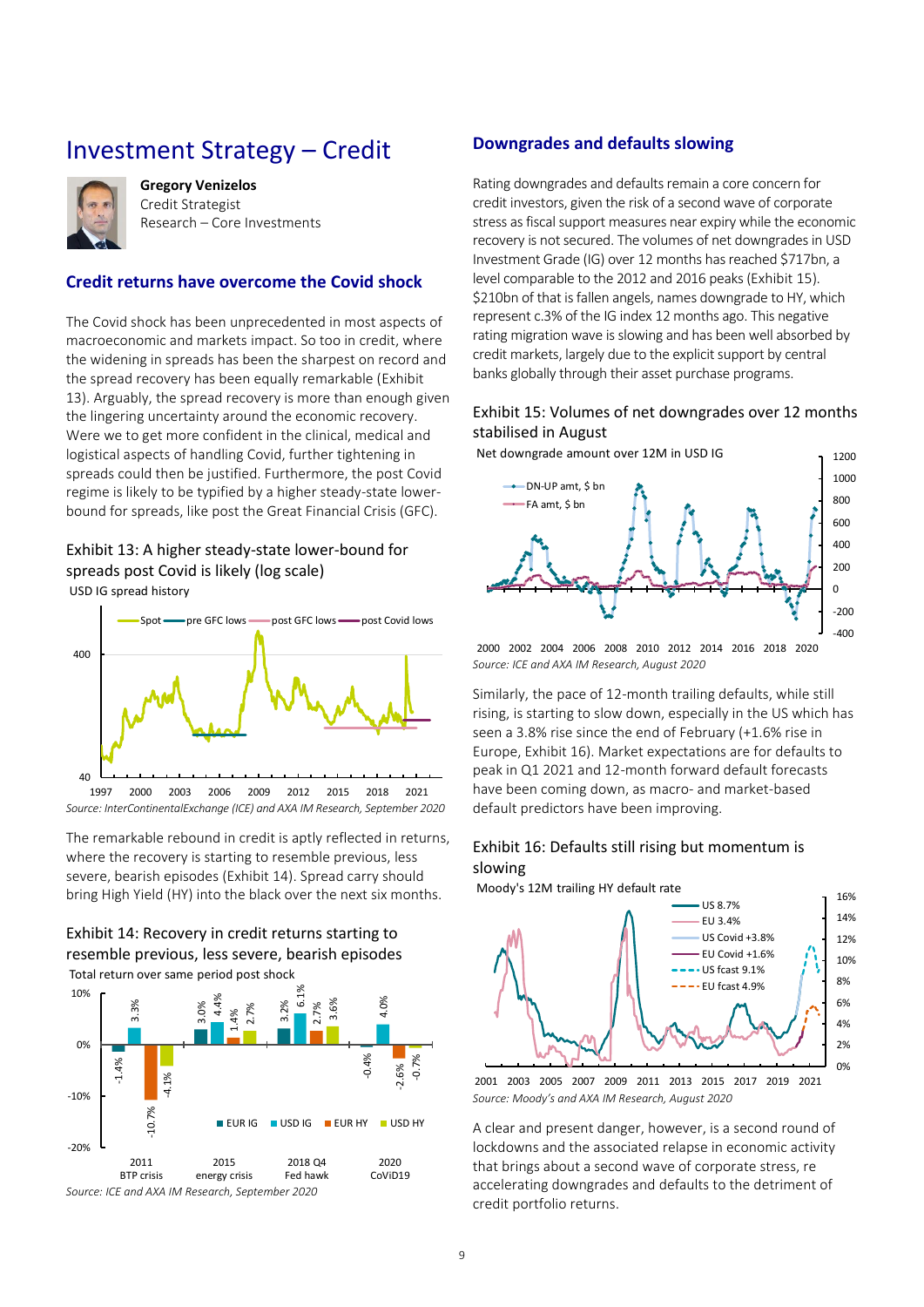# Investment Strategy – Credit

**Gregory Venizelos**
Credit Strategist
Research – Core Investments

## Credit returns have overcome the Covid shock

The Covid shock has been unprecedented in most aspects of macroeconomic and markets impact. So too in credit, where the widening in spreads has been the sharpest on record and the spread recovery has been equally remarkable (Exhibit 13). Arguably, the spread recovery is more than enough given the lingering uncertainty around the economic recovery. Were we to get more confident in the clinical, medical and logistical aspects of handling Covid, further tightening in spreads could then be justified. Furthermore, the post Covid regime is likely to be typified by a higher steady-state lower-bound for spreads, like post the Great Financial Crisis (GFC).

Exhibit 13: A higher steady-state lower-bound for spreads post Covid is likely (log scale)

USD IG spread history

*Source: InterContinentalExchange (ICE) and AXA IM Research, September 2020*

The remarkable rebound in credit is aptly reflected in returns, where the recovery is starting to resemble previous, less severe, bearish episodes (Exhibit 14). Spread carry should bring High Yield (HY) into the black over the next six months.

Exhibit 14: Recovery in credit returns starting to resemble previous, less severe, bearish episodes

Total return over same period post shock

| | EUR IG | USD IG | EUR HY | USD HY |
|---|---|---|---|---|
| 2011 BTP crisis | -1.4% | 3.3% | -10.7% | -4.1% |
| 2015 energy crisis | 3.0% | 4.4% | 1.4% | 2.7% |
| 2018 Q4 Fed hawk | 3.2% | 6.1% | 2.7% | 3.6% |
| 2020 CoViD19 | -0.4% | 4.0% | -2.6% | -0.7% |

*Source: ICE and AXA IM Research, September 2020*

## Downgrades and defaults slowing

Rating downgrades and defaults remain a core concern for credit investors, given the risk of a second wave of corporate stress as fiscal support measures near expiry while the economic recovery is not secured. The volumes of net downgrades in USD Investment Grade (IG) over 12 months has reached $717bn, a level comparable to the 2012 and 2016 peaks (Exhibit 15). $210bn of that is fallen angels, names downgrade to HY, which represent c.3% of the IG index 12 months ago. This negative rating migration wave is slowing and has been well absorbed by credit markets, largely due to the explicit support by central banks globally through their asset purchase programs.

Exhibit 15: Volumes of net downgrades over 12 months stabilised in August

Net downgrade amount over 12M in USD IG

*Source: ICE and AXA IM Research, August 2020*

Similarly, the pace of 12-month trailing defaults, while still rising, is starting to slow down, especially in the US which has seen a 3.8% rise since the end of February (+1.6% rise in Europe, Exhibit 16). Market expectations are for defaults to peak in Q1 2021 and 12-month forward default forecasts have been coming down, as macro- and market-based default predictors have been improving.

Exhibit 16: Defaults still rising but momentum is slowing

Moody's 12M trailing HY default rate

*Source: Moody's and AXA IM Research, August 2020*

A clear and present danger, however, is a second round of lockdowns and the associated relapse in economic activity that brings about a second wave of corporate stress, re accelerating downgrades and defaults to the detriment of credit portfolio returns.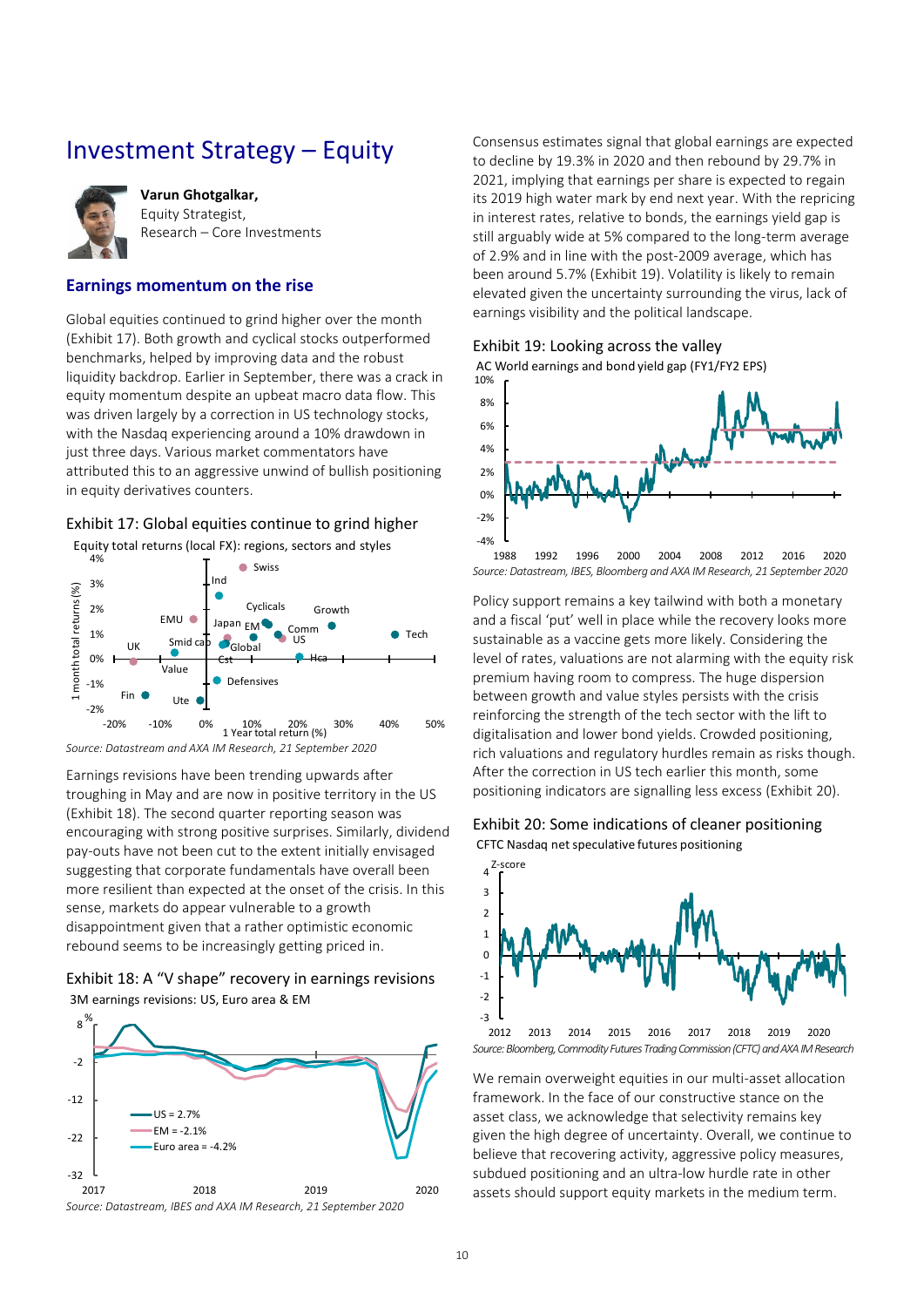# Investment Strategy – Equity

**Varun Ghotgalkar,**
Equity Strategist,
Research – Core Investments

## Earnings momentum on the rise

Global equities continued to grind higher over the month (Exhibit 17). Both growth and cyclical stocks outperformed benchmarks, helped by improving data and the robust liquidity backdrop. Earlier in September, there was a crack in equity momentum despite an upbeat macro data flow. This was driven largely by a correction in US technology stocks, with the Nasdaq experiencing around a 10% drawdown in just three days. Various market commentators have attributed this to an aggressive unwind of bullish positioning in equity derivatives counters.

Exhibit 17: Global equities continue to grind higher

Equity total returns (local FX): regions, sectors and styles

*Source: Datastream and AXA IM Research, 21 September 2020*

Earnings revisions have been trending upwards after troughing in May and are now in positive territory in the US (Exhibit 18). The second quarter reporting season was encouraging with strong positive surprises. Similarly, dividend pay-outs have not been cut to the extent initially envisaged suggesting that corporate fundamentals have overall been more resilient than expected at the onset of the crisis. In this sense, markets do appear vulnerable to a growth disappointment given that a rather optimistic economic rebound seems to be increasingly getting priced in.

Exhibit 18: A "V shape" recovery in earnings revisions

3M earnings revisions: US, Euro area & EM

*Source: Datastream, IBES and AXA IM Research, 21 September 2020*

Consensus estimates signal that global earnings are expected to decline by 19.3% in 2020 and then rebound by 29.7% in 2021, implying that earnings per share is expected to regain its 2019 high water mark by end next year. With the repricing in interest rates, relative to bonds, the earnings yield gap is still arguably wide at 5% compared to the long-term average of 2.9% and in line with the post-2009 average, which has been around 5.7% (Exhibit 19). Volatility is likely to remain elevated given the uncertainty surrounding the virus, lack of earnings visibility and the political landscape.

Exhibit 19: Looking across the valley

AC World earnings and bond yield gap (FY1/FY2 EPS)

*Source: Datastream, IBES, Bloomberg and AXA IM Research, 21 September 2020*

Policy support remains a key tailwind with both a monetary and a fiscal 'put' well in place while the recovery looks more sustainable as a vaccine gets more likely. Considering the level of rates, valuations are not alarming with the equity risk premium having room to compress. The huge dispersion between growth and value styles persists with the crisis reinforcing the strength of the tech sector with the lift to digitalisation and lower bond yields. Crowded positioning, rich valuations and regulatory hurdles remain as risks though. After the correction in US tech earlier this month, some positioning indicators are signalling less excess (Exhibit 20).

Exhibit 20: Some indications of cleaner positioning

CFTC Nasdaq net speculative futures positioning

*Source: Bloomberg, Commodity Futures Trading Commission (CFTC) and AXA IM Research*

We remain overweight equities in our multi-asset allocation framework. In the face of our constructive stance on the asset class, we acknowledge that selectivity remains key given the high degree of uncertainty. Overall, we continue to believe that recovering activity, aggressive policy measures, subdued positioning and an ultra-low hurdle rate in other assets should support equity markets in the medium term.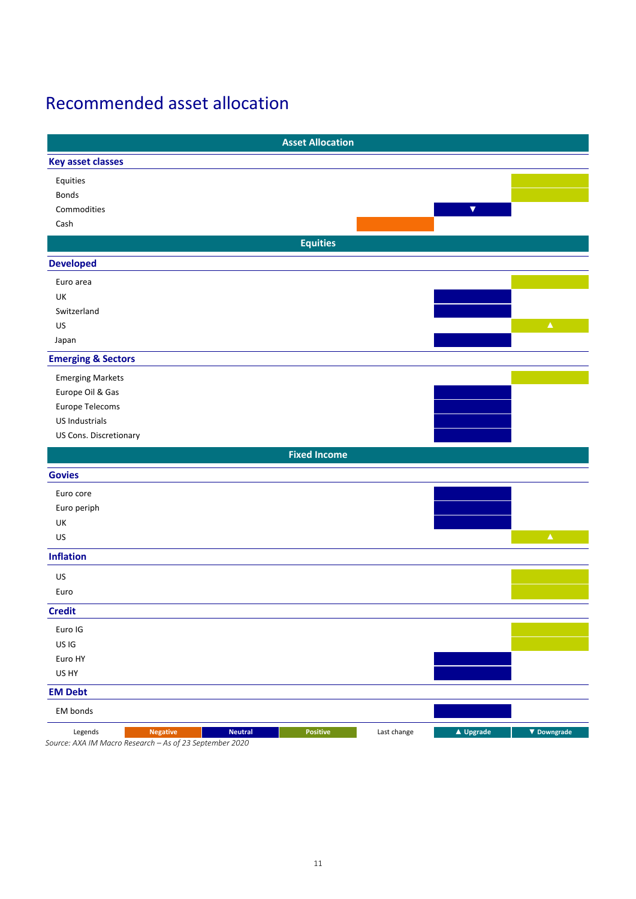# Recommended asset allocation

| Asset Allocation | Negative | Neutral | Positive |
|---|---|---|---|
| **Key asset classes** | | | |
| Equities | | | Positive |
| Bonds | | | Positive |
| Commodities | | Neutral ▼ | |
| Cash | Negative | | |
| **Equities** | | | |
| **Developed** | | | |
| Euro area | | | Positive |
| UK | | Neutral | |
| Switzerland | | Neutral | |
| US | | | Positive ▲ |
| Japan | | Neutral | |
| **Emerging & Sectors** | | | |
| Emerging Markets | | | Positive |
| Europe Oil & Gas | | Neutral | |
| Europe Telecoms | | Neutral | |
| US Industrials | | Neutral | |
| US Cons. Discretionary | | Neutral | |
| **Fixed Income** | | | |
| **Govies** | | | |
| Euro core | | Neutral | |
| Euro periph | | Neutral | |
| UK | | Neutral | |
| US | | | Positive ▲ |
| **Inflation** | | | |
| US | | | Positive |
| Euro | | | Positive |
| **Credit** | | | |
| Euro IG | | | Positive |
| US IG | | | Positive |
| Euro HY | | Neutral | |
| US HY | | Neutral | |
| **EM Debt** | | | |
| EM bonds | | Neutral | |

Legends: Negative | Neutral | Positive — Last change: ▲ Upgrade | ▼ Downgrade

*Source: AXA IM Macro Research – As of 23 September 2020*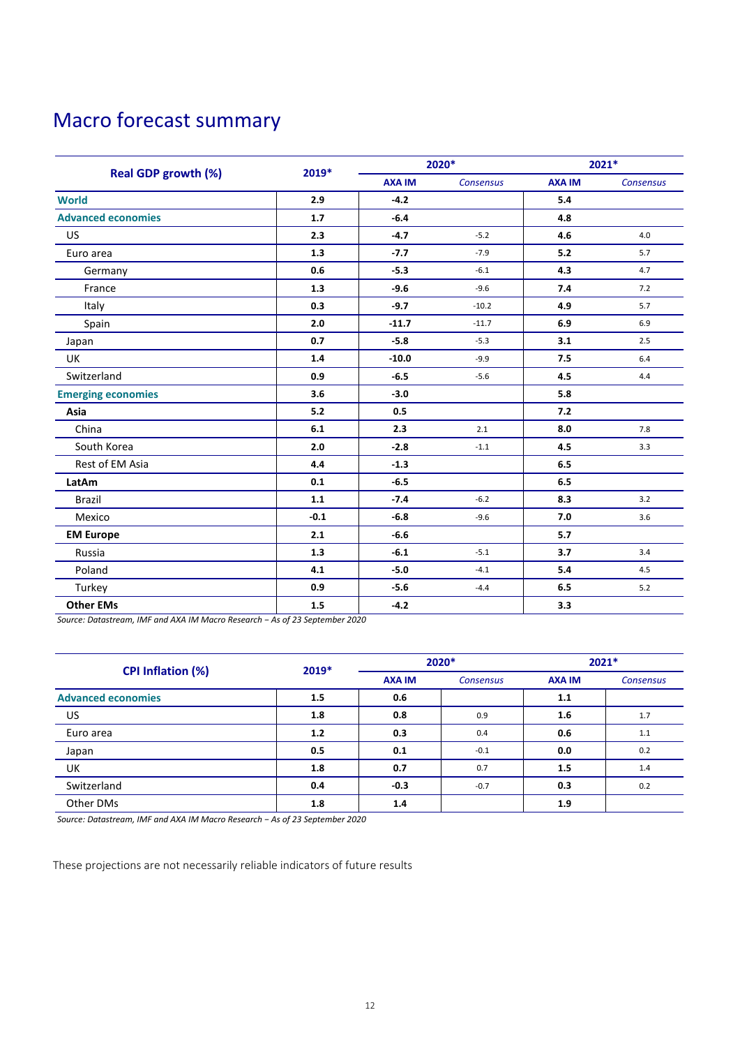# Macro forecast summary

| Real GDP growth (%) | 2019* | 2020* | | 2021* | |
|---|---|---|---|---|---|
| | | **AXA IM** | *Consensus* | **AXA IM** | *Consensus* |
| **World** | **2.9** | **-4.2** | | **5.4** | |
| **Advanced economies** | **1.7** | **-6.4** | | **4.8** | |
| US | **2.3** | **-4.7** | -5.2 | **4.6** | 4.0 |
| Euro area | **1.3** | **-7.7** | -7.9 | **5.2** | 5.7 |
| Germany | **0.6** | **-5.3** | -6.1 | **4.3** | 4.7 |
| France | **1.3** | **-9.6** | -9.6 | **7.4** | 7.2 |
| Italy | **0.3** | **-9.7** | -10.2 | **4.9** | 5.7 |
| Spain | **2.0** | **-11.7** | -11.7 | **6.9** | 6.9 |
| Japan | **0.7** | **-5.8** | -5.3 | **3.1** | 2.5 |
| UK | **1.4** | **-10.0** | -9.9 | **7.5** | 6.4 |
| Switzerland | **0.9** | **-6.5** | -5.6 | **4.5** | 4.4 |
| **Emerging economies** | **3.6** | **-3.0** | | **5.8** | |
| **Asia** | **5.2** | **0.5** | | **7.2** | |
| China | **6.1** | **2.3** | 2.1 | **8.0** | 7.8 |
| South Korea | **2.0** | **-2.8** | -1.1 | **4.5** | 3.3 |
| Rest of EM Asia | **4.4** | **-1.3** | | **6.5** | |
| **LatAm** | **0.1** | **-6.5** | | **6.5** | |
| Brazil | **1.1** | **-7.4** | -6.2 | **8.3** | 3.2 |
| Mexico | **-0.1** | **-6.8** | -9.6 | **7.0** | 3.6 |
| **EM Europe** | **2.1** | **-6.6** | | **5.7** | |
| Russia | **1.3** | **-6.1** | -5.1 | **3.7** | 3.4 |
| Poland | **4.1** | **-5.0** | -4.1 | **5.4** | 4.5 |
| Turkey | **0.9** | **-5.6** | -4.4 | **6.5** | 5.2 |
| **Other EMs** | **1.5** | **-4.2** | | **3.3** | |

*Source: Datastream, IMF and AXA IM Macro Research – As of 23 September 2020*

| CPI Inflation (%) | 2019* | 2020* | | 2021* | |
|---|---|---|---|---|---|
| | | **AXA IM** | *Consensus* | **AXA IM** | *Consensus* |
| **Advanced economies** | **1.5** | **0.6** | | **1.1** | |
| US | **1.8** | **0.8** | 0.9 | **1.6** | 1.7 |
| Euro area | **1.2** | **0.3** | 0.4 | **0.6** | 1.1 |
| Japan | **0.5** | **0.1** | -0.1 | **0.0** | 0.2 |
| UK | **1.8** | **0.7** | 0.7 | **1.5** | 1.4 |
| Switzerland | **0.4** | **-0.3** | -0.7 | **0.3** | 0.2 |
| Other DMs | **1.8** | **1.4** | | **1.9** | |

*Source: Datastream, IMF and AXA IM Macro Research – As of 23 September 2020*

These projections are not necessarily reliable indicators of future results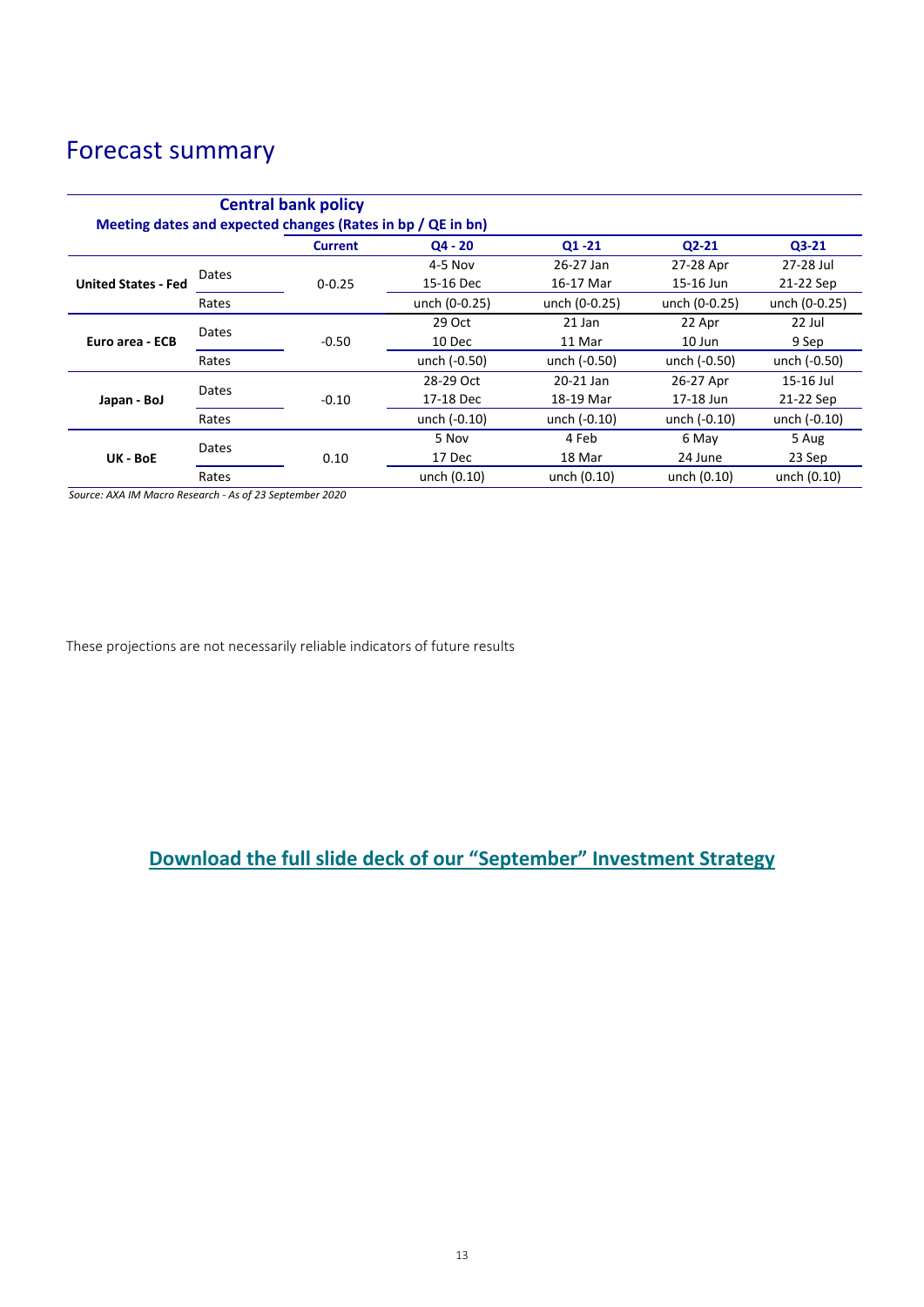# Forecast summary

| Central bank policy<br>Meeting dates and expected changes (Rates in bp / QE in bn) | | Current | Q4 - 20 | Q1 -21 | Q2-21 | Q3-21 |
|---|---|---|---|---|---|---|
| United States - Fed | Dates | 0-0.25 | 4-5 Nov<br>15-16 Dec | 26-27 Jan<br>16-17 Mar | 27-28 Apr<br>15-16 Jun | 27-28 Jul<br>21-22 Sep |
| | Rates | | unch (0-0.25) | unch (0-0.25) | unch (0-0.25) | unch (0-0.25) |
| Euro area - ECB | Dates | -0.50 | 29 Oct<br>10 Dec | 21 Jan<br>11 Mar | 22 Apr<br>10 Jun | 22 Jul<br>9 Sep |
| | Rates | | unch (-0.50) | unch (-0.50) | unch (-0.50) | unch (-0.50) |
| Japan - BoJ | Dates | -0.10 | 28-29 Oct<br>17-18 Dec | 20-21 Jan<br>18-19 Mar | 26-27 Apr<br>17-18 Jun | 15-16 Jul<br>21-22 Sep |
| | Rates | | unch (-0.10) | unch (-0.10) | unch (-0.10) | unch (-0.10) |
| UK - BoE | Dates | 0.10 | 5 Nov<br>17 Dec | 4 Feb<br>18 Mar | 6 May<br>24 June | 5 Aug<br>23 Sep |
| | Rates | | unch (0.10) | unch (0.10) | unch (0.10) | unch (0.10) |

*Source: AXA IM Macro Research - As of 23 September 2020*

These projections are not necessarily reliable indicators of future results

**Download the full slide deck of our "September" Investment Strategy**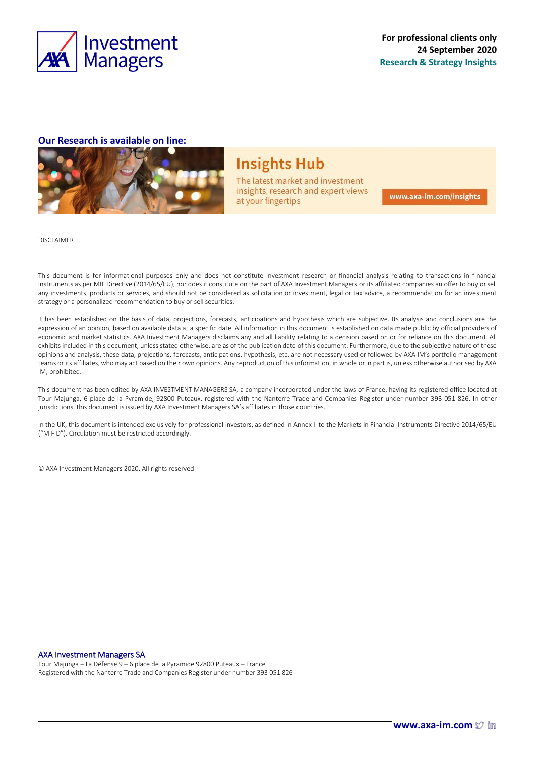For professional clients only
24 September 2020
Research & Strategy Insights

## Our Research is available on line:

# Insights Hub

The latest market and investment insights, research and expert views at your fingertips

www.axa-im.com/insights

DISCLAIMER

This document is for informational purposes only and does not constitute investment research or financial analysis relating to transactions in financial instruments as per MIF Directive (2014/65/EU), nor does it constitute on the part of AXA Investment Managers or its affiliated companies an offer to buy or sell any investments, products or services, and should not be considered as solicitation or investment, legal or tax advice, a recommendation for an investment strategy or a personalized recommendation to buy or sell securities.

It has been established on the basis of data, projections, forecasts, anticipations and hypothesis which are subjective. Its analysis and conclusions are the expression of an opinion, based on available data at a specific date. All information in this document is established on data made public by official providers of economic and market statistics. AXA Investment Managers disclaims any and all liability relating to a decision based on or for reliance on this document. All exhibits included in this document, unless stated otherwise, are as of the publication date of this document. Furthermore, due to the subjective nature of these opinions and analysis, these data, projections, forecasts, anticipations, hypothesis, etc. are not necessary used or followed by AXA IM's portfolio management teams or its affiliates, who may act based on their own opinions. Any reproduction of this information, in whole or in part is, unless otherwise authorised by AXA IM, prohibited.

This document has been edited by AXA INVESTMENT MANAGERS SA, a company incorporated under the laws of France, having its registered office located at Tour Majunga, 6 place de la Pyramide, 92800 Puteaux, registered with the Nanterre Trade and Companies Register under number 393 051 826. In other jurisdictions, this document is issued by AXA Investment Managers SA's affiliates in those countries.

In the UK, this document is intended exclusively for professional investors, as defined in Annex II to the Markets in Financial Instruments Directive 2014/65/EU ("MiFID"). Circulation must be restricted accordingly.

© AXA Investment Managers 2020. All rights reserved

**AXA Investment Managers SA**
Tour Majunga – La Défense 9 – 6 place de la Pyramide 92800 Puteaux – France
Registered with the Nanterre Trade and Companies Register under number 393 051 826

www.axa-im.com